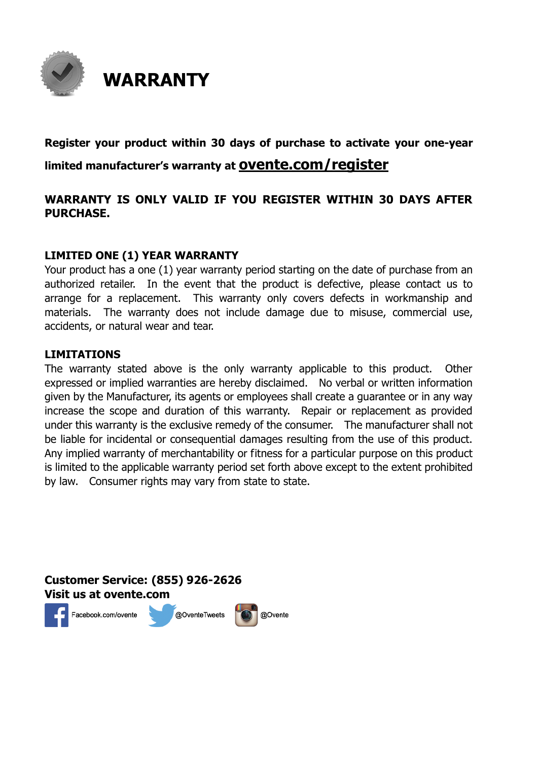# WARRANTY

**Register your product within 30 days of purchase to activate your one-year limited manufacturer's warranty at ovente.com/register**

**WARRANTY IS ONLY VALID IF YOU REGISTER WITHIN 30 DAYS AFTER PURCHASE.**

### LIMITED ONE (1) YEAR WARRANTY

Your product has a one (1) year warranty period starting on the date of purchase from an authorized retailer. In the event that the product is defective, please contact us to arrange for a replacement. This warranty only covers defects in workmanship and materials. The warranty does not include damage due to misuse, commercial use, accidents, or natural wear and tear.

### LIMITATIONS

The warranty stated above is the only warranty applicable to this product. Other expressed or implied warranties are hereby disclaimed. No verbal or written information given by the Manufacturer, its agents or employees shall create a guarantee or in any way increase the scope and duration of this warranty. Repair or replacement as provided under this warranty is the exclusive remedy of the consumer. The manufacturer shall not be liable for incidental or consequential damages resulting from the use of this product. Any implied warranty of merchantability or fitness for a particular purpose on this product is limited to the applicable warranty period set forth above except to the extent prohibited by law. Consumer rights may vary from state to state.

**Customer Service: (855) 926-2626**
**Visit us at ovente.com**

Facebook.com/ovente @OventeTweets @Ovente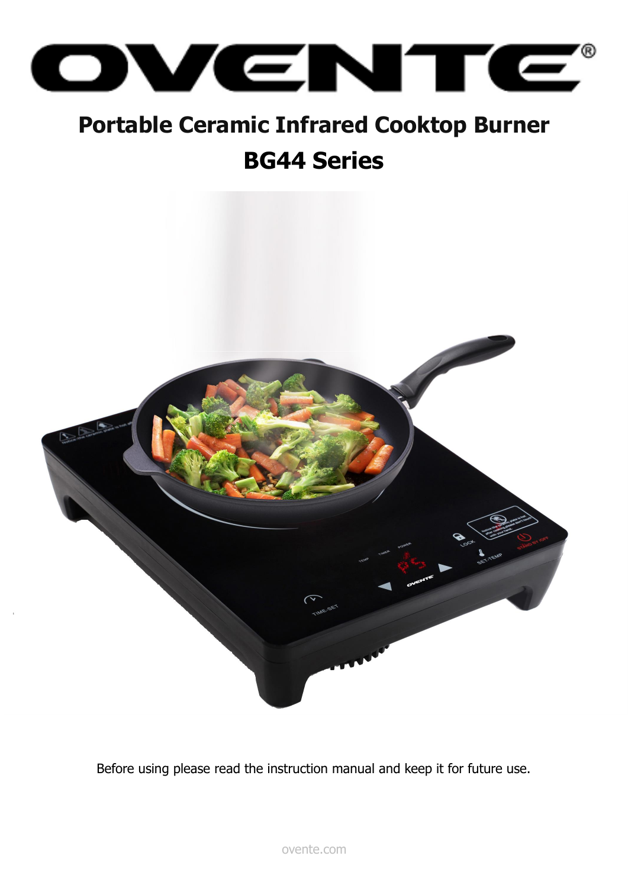# OVENTE®

## Portable Ceramic Infrared Cooktop Burner

## BG44 Series

Before using please read the instruction manual and keep it for future use.

ovente.com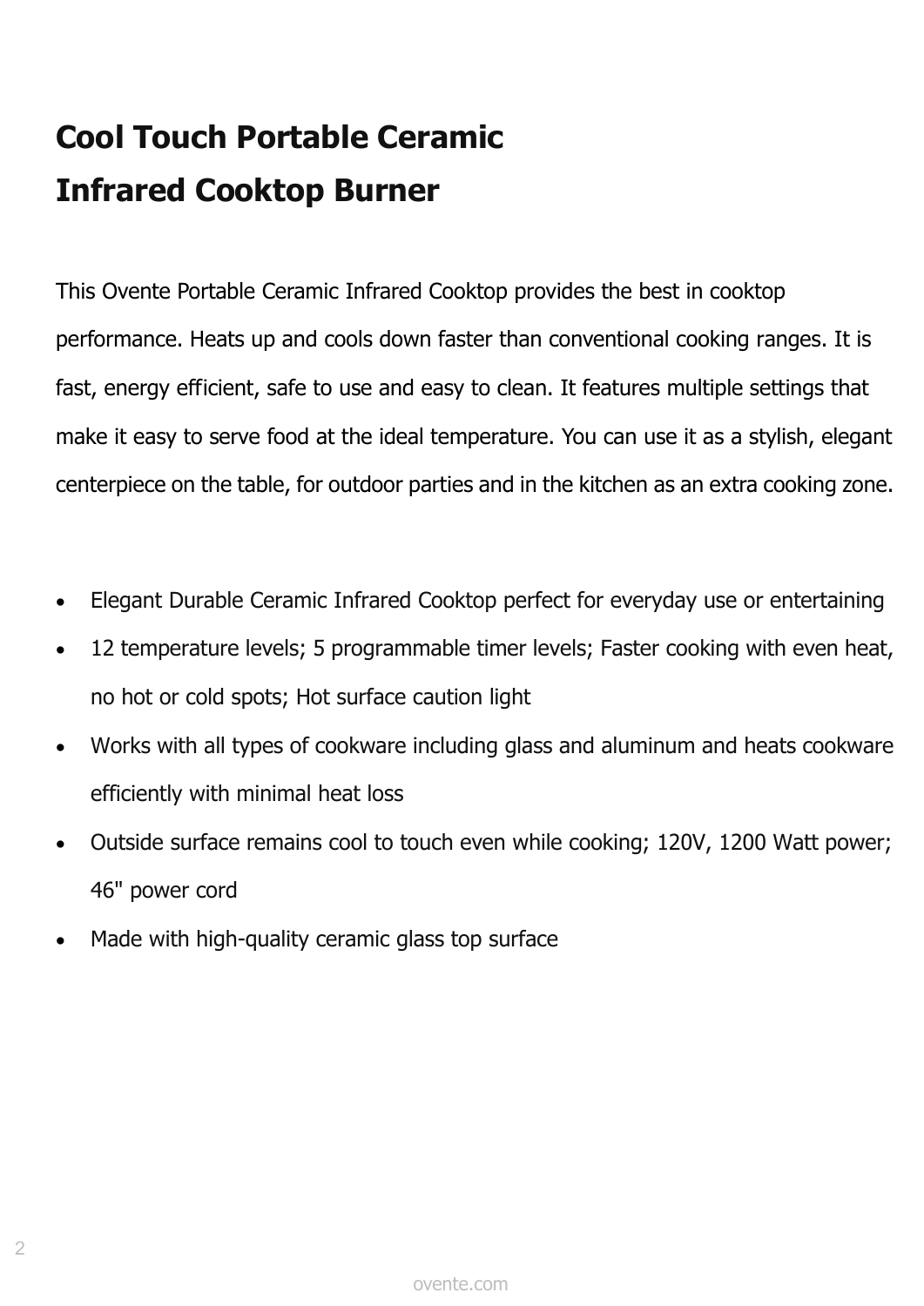# Cool Touch Portable Ceramic Infrared Cooktop Burner

This Ovente Portable Ceramic Infrared Cooktop provides the best in cooktop performance. Heats up and cools down faster than conventional cooking ranges. It is fast, energy efficient, safe to use and easy to clean. It features multiple settings that make it easy to serve food at the ideal temperature. You can use it as a stylish, elegant centerpiece on the table, for outdoor parties and in the kitchen as an extra cooking zone.

- Elegant Durable Ceramic Infrared Cooktop perfect for everyday use or entertaining
- 12 temperature levels; 5 programmable timer levels; Faster cooking with even heat, no hot or cold spots; Hot surface caution light
- Works with all types of cookware including glass and aluminum and heats cookware efficiently with minimal heat loss
- Outside surface remains cool to touch even while cooking; 120V, 1200 Watt power; 46" power cord
- Made with high-quality ceramic glass top surface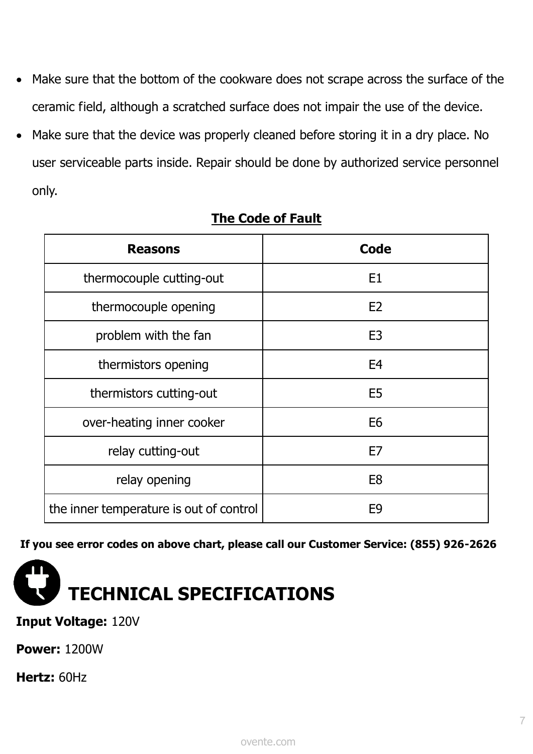- Make sure that the bottom of the cookware does not scrape across the surface of the ceramic field, although a scratched surface does not impair the use of the device.
- Make sure that the device was properly cleaned before storing it in a dry place. No user serviceable parts inside. Repair should be done by authorized service personnel only.

**The Code of Fault**

| Reasons | Code |
|---|---|
| thermocouple cutting-out | E1 |
| thermocouple opening | E2 |
| problem with the fan | E3 |
| thermistors opening | E4 |
| thermistors cutting-out | E5 |
| over-heating inner cooker | E6 |
| relay cutting-out | E7 |
| relay opening | E8 |
| the inner temperature is out of control | E9 |

**If you see error codes on above chart, please call our Customer Service: (855) 926-2626**

# TECHNICAL SPECIFICATIONS

**Input Voltage:** 120V

**Power:** 1200W

**Hertz:** 60Hz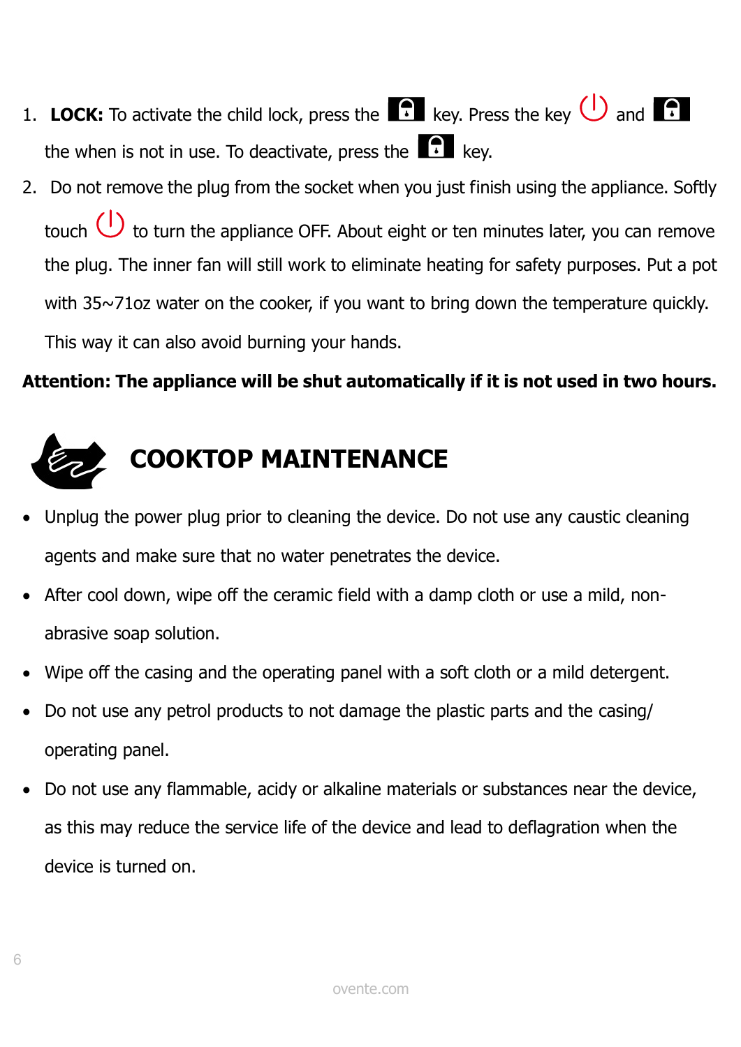1. **LOCK:** To activate the child lock, press the 🔒 key. Press the key ⏻ and 🔒 the when is not in use. To deactivate, press the 🔒 key.
2. Do not remove the plug from the socket when you just finish using the appliance. Softly touch ⏻ to turn the appliance OFF. About eight or ten minutes later, you can remove the plug. The inner fan will still work to eliminate heating for safety purposes. Put a pot with 35~71oz water on the cooker, if you want to bring down the temperature quickly. This way it can also avoid burning your hands.

**Attention: The appliance will be shut automatically if it is not used in two hours.**

## COOKTOP MAINTENANCE

- Unplug the power plug prior to cleaning the device. Do not use any caustic cleaning agents and make sure that no water penetrates the device.
- After cool down, wipe off the ceramic field with a damp cloth or use a mild, non-abrasive soap solution.
- Wipe off the casing and the operating panel with a soft cloth or a mild detergent.
- Do not use any petrol products to not damage the plastic parts and the casing/ operating panel.
- Do not use any flammable, acidy or alkaline materials or substances near the device, as this may reduce the service life of the device and lead to deflagration when the device is turned on.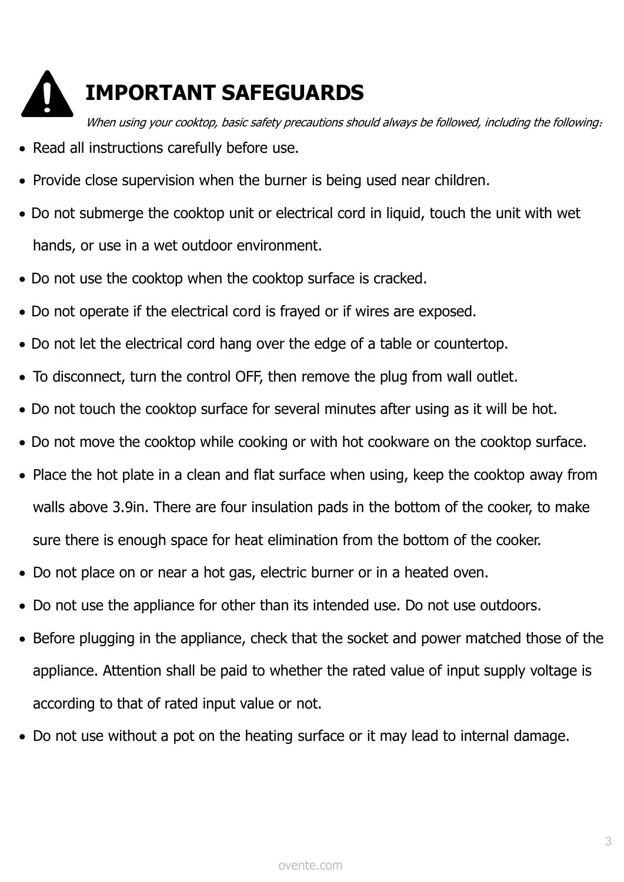# IMPORTANT SAFEGUARDS

*When using your cooktop, basic safety precautions should always be followed, including the following:*

- Read all instructions carefully before use.
- Provide close supervision when the burner is being used near children.
- Do not submerge the cooktop unit or electrical cord in liquid, touch the unit with wet hands, or use in a wet outdoor environment.
- Do not use the cooktop when the cooktop surface is cracked.
- Do not operate if the electrical cord is frayed or if wires are exposed.
- Do not let the electrical cord hang over the edge of a table or countertop.
- To disconnect, turn the control OFF, then remove the plug from wall outlet.
- Do not touch the cooktop surface for several minutes after using as it will be hot.
- Do not move the cooktop while cooking or with hot cookware on the cooktop surface.
- Place the hot plate in a clean and flat surface when using, keep the cooktop away from walls above 3.9in. There are four insulation pads in the bottom of the cooker, to make sure there is enough space for heat elimination from the bottom of the cooker.
- Do not place on or near a hot gas, electric burner or in a heated oven.
- Do not use the appliance for other than its intended use. Do not use outdoors.
- Before plugging in the appliance, check that the socket and power matched those of the appliance. Attention shall be paid to whether the rated value of input supply voltage is according to that of rated input value or not.
- Do not use without a pot on the heating surface or it may lead to internal damage.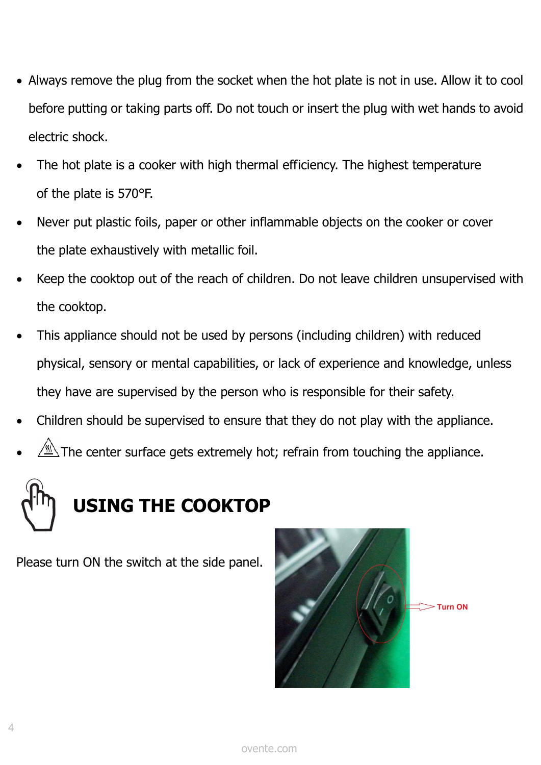- Always remove the plug from the socket when the hot plate is not in use. Allow it to cool before putting or taking parts off. Do not touch or insert the plug with wet hands to avoid electric shock.
- The hot plate is a cooker with high thermal efficiency. The highest temperature of the plate is 570°F.
- Never put plastic foils, paper or other inflammable objects on the cooker or cover the plate exhaustively with metallic foil.
- Keep the cooktop out of the reach of children. Do not leave children unsupervised with the cooktop.
- This appliance should not be used by persons (including children) with reduced physical, sensory or mental capabilities, or lack of experience and knowledge, unless they have are supervised by the person who is responsible for their safety.
- Children should be supervised to ensure that they do not play with the appliance.
- The center surface gets extremely hot; refrain from touching the appliance.

## USING THE COOKTOP

Please turn ON the switch at the side panel.

Turn ON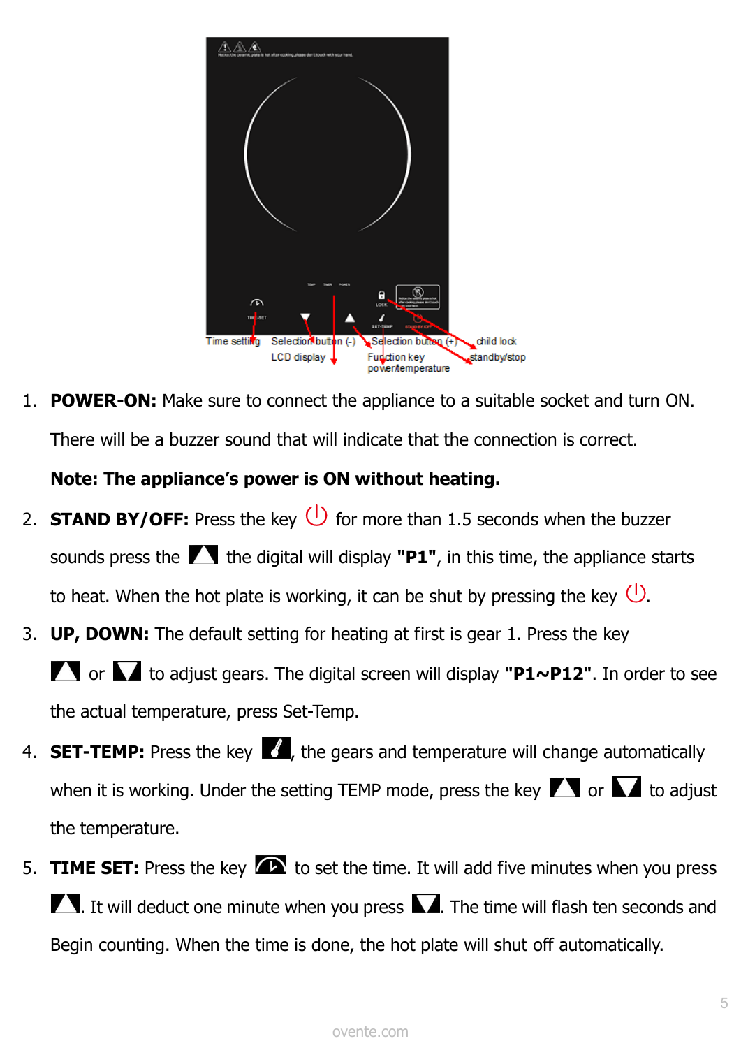Time setting

Selection button (-)

LCD display

Selection button (+)

Function key

power/temperature

child lock

standby/stop

1. **POWER-ON:** Make sure to connect the appliance to a suitable socket and turn ON. There will be a buzzer sound that will indicate that the connection is correct.

   **Note: The appliance's power is ON without heating.**

2. **STAND BY/OFF:** Press the key ⏻ for more than 1.5 seconds when the buzzer sounds press the ▲ the digital will display **"P1"**, in this time, the appliance starts to heat. When the hot plate is working, it can be shut by pressing the key ⏻.

3. **UP, DOWN:** The default setting for heating at first is gear 1. Press the key ▲ or ▼ to adjust gears. The digital screen will display **"P1~P12"**. In order to see the actual temperature, press Set-Temp.

4. **SET-TEMP:** Press the key 🌡, the gears and temperature will change automatically when it is working. Under the setting TEMP mode, press the key ▲ or ▼ to adjust the temperature.

5. **TIME SET:** Press the key ◷ to set the time. It will add five minutes when you press ▲. It will deduct one minute when you press ▼. The time will flash ten seconds and Begin counting. When the time is done, the hot plate will shut off automatically.